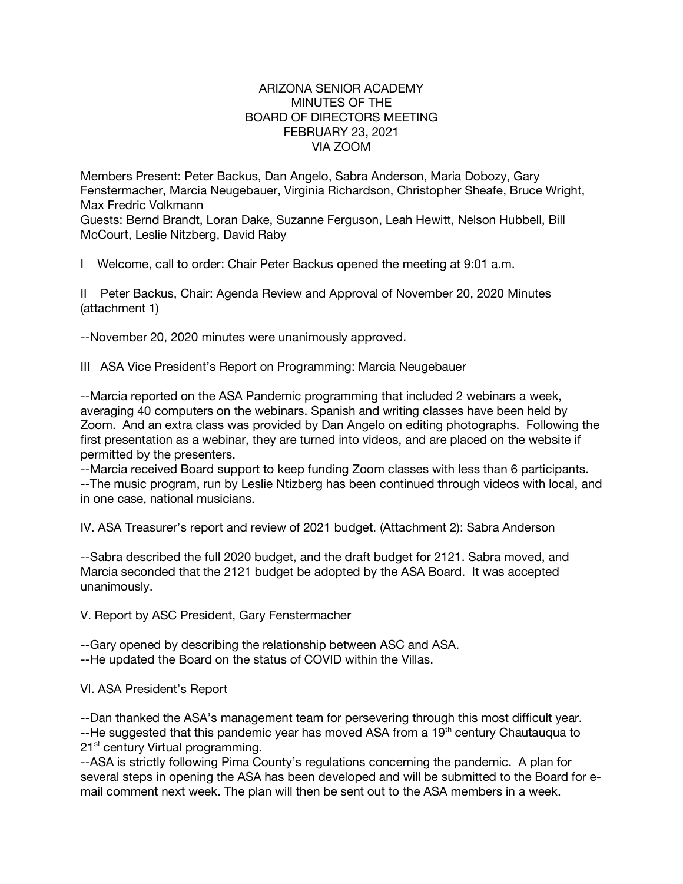# ARIZONA SENIOR ACADEMY
## MINUTES OF THE
## BOARD OF DIRECTORS MEETING
## FEBRUARY 23, 2021
## VIA ZOOM

Members Present: Peter Backus, Dan Angelo, Sabra Anderson, Maria Dobozy, Gary Fenstermacher, Marcia Neugebauer, Virginia Richardson, Christopher Sheafe, Bruce Wright, Max Fredric Volkmann

Guests: Bernd Brandt, Loran Dake, Suzanne Ferguson, Leah Hewitt, Nelson Hubbell, Bill McCourt, Leslie Nitzberg, David Raby

I Welcome, call to order: Chair Peter Backus opened the meeting at 9:01 a.m.

II Peter Backus, Chair: Agenda Review and Approval of November 20, 2020 Minutes (attachment 1)

--November 20, 2020 minutes were unanimously approved.

III ASA Vice President's Report on Programming: Marcia Neugebauer

--Marcia reported on the ASA Pandemic programming that included 2 webinars a week, averaging 40 computers on the webinars. Spanish and writing classes have been held by Zoom. And an extra class was provided by Dan Angelo on editing photographs. Following the first presentation as a webinar, they are turned into videos, and are placed on the website if permitted by the presenters.

--Marcia received Board support to keep funding Zoom classes with less than 6 participants.

--The music program, run by Leslie Ntizberg has been continued through videos with local, and in one case, national musicians.

IV. ASA Treasurer's report and review of 2021 budget. (Attachment 2): Sabra Anderson

--Sabra described the full 2020 budget, and the draft budget for 2121. Sabra moved, and Marcia seconded that the 2121 budget be adopted by the ASA Board. It was accepted unanimously.

V. Report by ASC President, Gary Fenstermacher

--Gary opened by describing the relationship between ASC and ASA.

--He updated the Board on the status of COVID within the Villas.

VI. ASA President's Report

--Dan thanked the ASA's management team for persevering through this most difficult year.

--He suggested that this pandemic year has moved ASA from a 19th century Chautauqua to 21st century Virtual programming.

--ASA is strictly following Pima County's regulations concerning the pandemic. A plan for several steps in opening the ASA has been developed and will be submitted to the Board for e-mail comment next week. The plan will then be sent out to the ASA members in a week.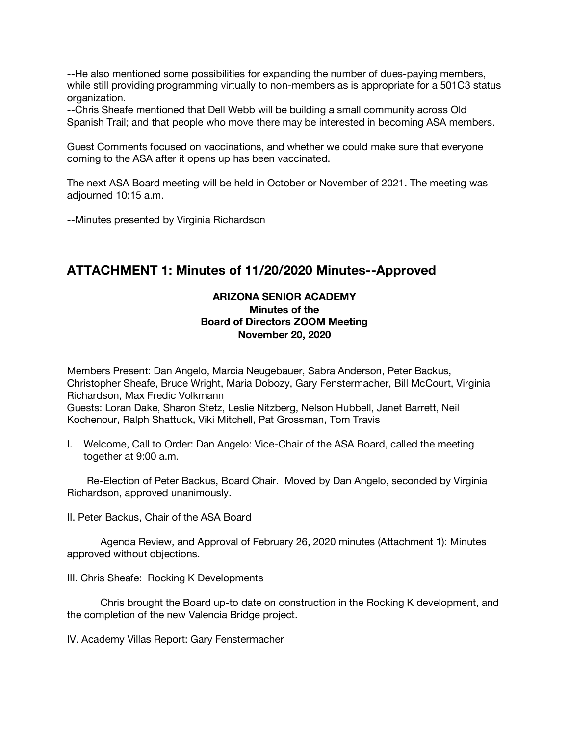--He also mentioned some possibilities for expanding the number of dues-paying members, while still providing programming virtually to non-members as is appropriate for a 501C3 status organization.

--Chris Sheafe mentioned that Dell Webb will be building a small community across Old Spanish Trail; and that people who move there may be interested in becoming ASA members.

Guest Comments focused on vaccinations, and whether we could make sure that everyone coming to the ASA after it opens up has been vaccinated.

The next ASA Board meeting will be held in October or November of 2021. The meeting was adjourned 10:15 a.m.

--Minutes presented by Virginia Richardson

## ATTACHMENT 1: Minutes of 11/20/2020 Minutes--Approved

**ARIZONA SENIOR ACADEMY**
**Minutes of the**
**Board of Directors ZOOM Meeting**
**November 20, 2020**

Members Present: Dan Angelo, Marcia Neugebauer, Sabra Anderson, Peter Backus, Christopher Sheafe, Bruce Wright, Maria Dobozy, Gary Fenstermacher, Bill McCourt, Virginia Richardson, Max Fredic Volkmann

Guests: Loran Dake, Sharon Stetz, Leslie Nitzberg, Nelson Hubbell, Janet Barrett, Neil Kochenour, Ralph Shattuck, Viki Mitchell, Pat Grossman, Tom Travis

I. Welcome, Call to Order: Dan Angelo: Vice-Chair of the ASA Board, called the meeting together at 9:00 a.m.

Re-Election of Peter Backus, Board Chair. Moved by Dan Angelo, seconded by Virginia Richardson, approved unanimously.

II. Peter Backus, Chair of the ASA Board

Agenda Review, and Approval of February 26, 2020 minutes (Attachment 1): Minutes approved without objections.

III. Chris Sheafe: Rocking K Developments

Chris brought the Board up-to date on construction in the Rocking K development, and the completion of the new Valencia Bridge project.

IV. Academy Villas Report: Gary Fenstermacher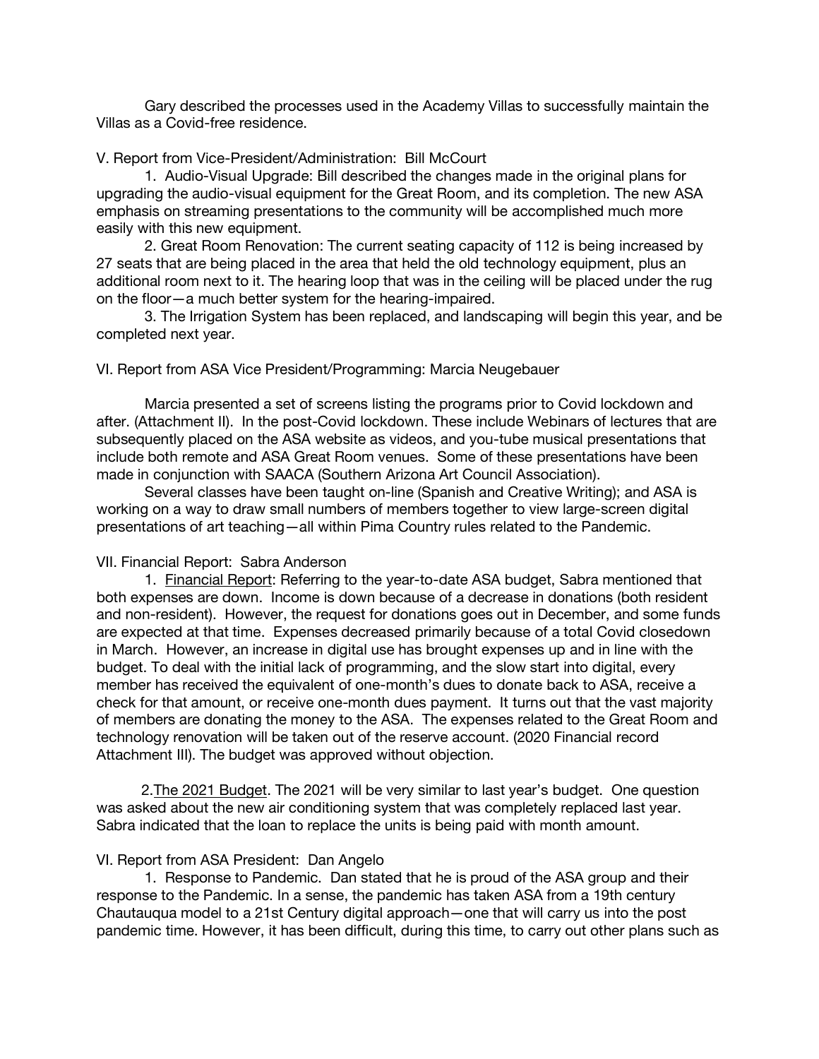Gary described the processes used in the Academy Villas to successfully maintain the Villas as a Covid-free residence.

V. Report from Vice-President/Administration: Bill McCourt

1. Audio-Visual Upgrade: Bill described the changes made in the original plans for upgrading the audio-visual equipment for the Great Room, and its completion. The new ASA emphasis on streaming presentations to the community will be accomplished much more easily with this new equipment.

2. Great Room Renovation: The current seating capacity of 112 is being increased by 27 seats that are being placed in the area that held the old technology equipment, plus an additional room next to it. The hearing loop that was in the ceiling will be placed under the rug on the floor—a much better system for the hearing-impaired.

3. The Irrigation System has been replaced, and landscaping will begin this year, and be completed next year.

VI. Report from ASA Vice President/Programming: Marcia Neugebauer

Marcia presented a set of screens listing the programs prior to Covid lockdown and after. (Attachment II). In the post-Covid lockdown. These include Webinars of lectures that are subsequently placed on the ASA website as videos, and you-tube musical presentations that include both remote and ASA Great Room venues. Some of these presentations have been made in conjunction with SAACA (Southern Arizona Art Council Association).

Several classes have been taught on-line (Spanish and Creative Writing); and ASA is working on a way to draw small numbers of members together to view large-screen digital presentations of art teaching—all within Pima Country rules related to the Pandemic.

VII. Financial Report: Sabra Anderson

1. <u>Financial Report</u>: Referring to the year-to-date ASA budget, Sabra mentioned that both expenses are down. Income is down because of a decrease in donations (both resident and non-resident). However, the request for donations goes out in December, and some funds are expected at that time. Expenses decreased primarily because of a total Covid closedown in March. However, an increase in digital use has brought expenses up and in line with the budget. To deal with the initial lack of programming, and the slow start into digital, every member has received the equivalent of one-month's dues to donate back to ASA, receive a check for that amount, or receive one-month dues payment. It turns out that the vast majority of members are donating the money to the ASA. The expenses related to the Great Room and technology renovation will be taken out of the reserve account. (2020 Financial record Attachment III). The budget was approved without objection.

2.<u>The 2021 Budget</u>. The 2021 will be very similar to last year's budget. One question was asked about the new air conditioning system that was completely replaced last year. Sabra indicated that the loan to replace the units is being paid with month amount.

VI. Report from ASA President: Dan Angelo

1. Response to Pandemic. Dan stated that he is proud of the ASA group and their response to the Pandemic. In a sense, the pandemic has taken ASA from a 19th century Chautauqua model to a 21st Century digital approach—one that will carry us into the post pandemic time. However, it has been difficult, during this time, to carry out other plans such as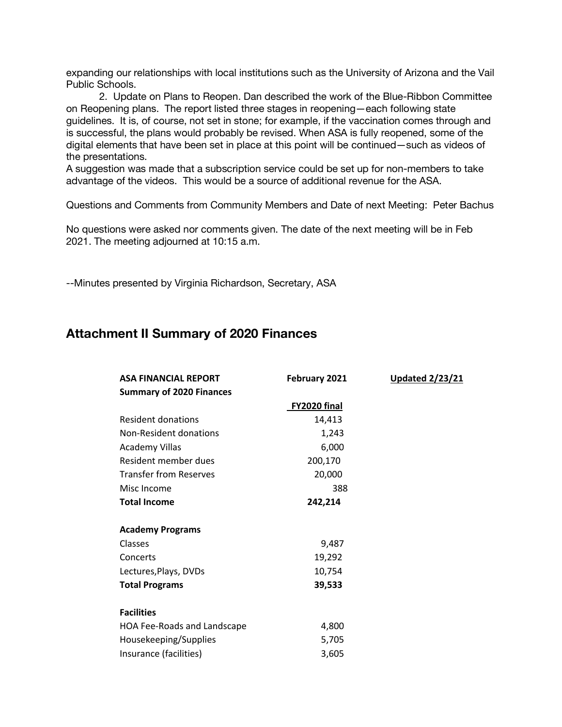expanding our relationships with local institutions such as the University of Arizona and the Vail Public Schools.

2. Update on Plans to Reopen. Dan described the work of the Blue-Ribbon Committee on Reopening plans. The report listed three stages in reopening—each following state guidelines. It is, of course, not set in stone; for example, if the vaccination comes through and is successful, the plans would probably be revised. When ASA is fully reopened, some of the digital elements that have been set in place at this point will be continued—such as videos of the presentations.

A suggestion was made that a subscription service could be set up for non-members to take advantage of the videos. This would be a source of additional revenue for the ASA.

Questions and Comments from Community Members and Date of next Meeting: Peter Bachus

No questions were asked nor comments given. The date of the next meeting will be in Feb 2021. The meeting adjourned at 10:15 a.m.

--Minutes presented by Virginia Richardson, Secretary, ASA

## Attachment II Summary of 2020 Finances

| **ASA FINANCIAL REPORT** | **February 2021** | **Updated 2/23/21** |
|---|---|---|
| **Summary of 2020 Finances** | | |
| | **FY2020 final** | |
| Resident donations | 14,413 | |
| Non-Resident donations | 1,243 | |
| Academy Villas | 6,000 | |
| Resident member dues | 200,170 | |
| Transfer from Reserves | 20,000 | |
| Misc Income | 388 | |
| **Total Income** | **242,214** | |
| | | |
| **Academy Programs** | | |
| Classes | 9,487 | |
| Concerts | 19,292 | |
| Lectures,Plays, DVDs | 10,754 | |
| **Total Programs** | **39,533** | |
| | | |
| **Facilities** | | |
| HOA Fee-Roads and Landscape | 4,800 | |
| Housekeeping/Supplies | 5,705 | |
| Insurance (facilities) | 3,605 | |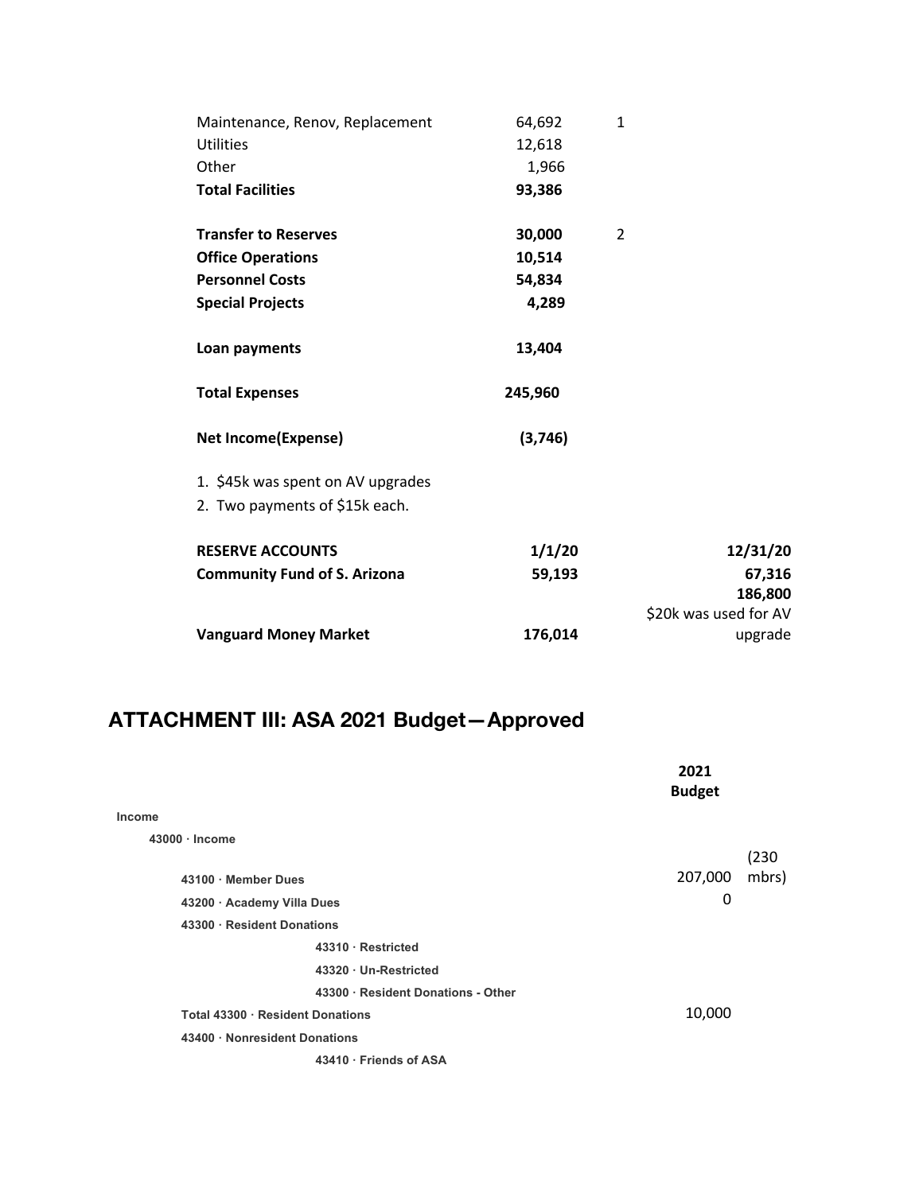| | | |
|---|---|---|
| Maintenance, Renov, Replacement | 64,692 | 1 |
| Utilities | 12,618 | |
| Other | 1,966 | |
| **Total Facilities** | **93,386** | |
| | | |
| **Transfer to Reserves** | **30,000** | 2 |
| **Office Operations** | **10,514** | |
| **Personnel Costs** | **54,834** | |
| **Special Projects** | **4,289** | |
| | | |
| **Loan payments** | **13,404** | |
| | | |
| **Total Expenses** | **245,960** | |
| | | |
| **Net Income(Expense)** | **(3,746)** | |

1. $45k was spent on AV upgrades
2. Two payments of $15k each.

| **RESERVE ACCOUNTS** | **1/1/20** | **12/31/20** |
|---|---|---|
| **Community Fund of S. Arizona** | **59,193** | **67,316** |
| **Vanguard Money Market** | **176,014** | **186,800** $20k was used for AV upgrade |

## ATTACHMENT III: ASA 2021 Budget—Approved

| | 2021 Budget | |
|---|---|---|
| **Income** | | |
| **43000 · Income** | | |
| **43100 · Member Dues** | 207,000 | (230 mbrs) |
| **43200 · Academy Villa Dues** | 0 | |
| **43300 · Resident Donations** | | |
| **43310 · Restricted** | | |
| **43320 · Un-Restricted** | | |
| **43300 · Resident Donations - Other** | | |
| **Total 43300 · Resident Donations** | 10,000 | |
| **43400 · Nonresident Donations** | | |
| **43410 · Friends of ASA** | | |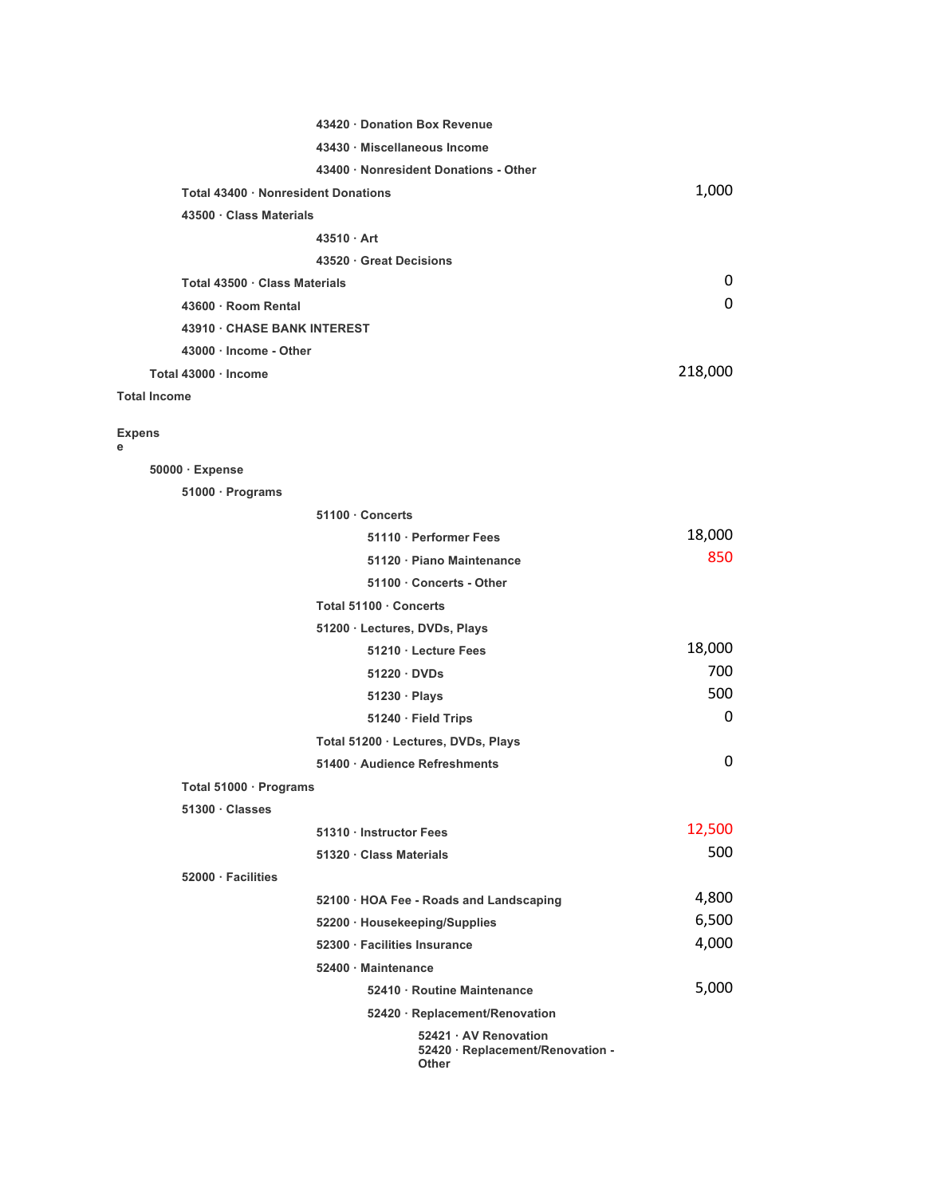| Account | Amount |
|---|---|
| 43420 · Donation Box Revenue | |
| 43430 · Miscellaneous Income | |
| 43400 · Nonresident Donations - Other | |
| Total 43400 · Nonresident Donations | 1,000 |
| 43500 · Class Materials | |
| 43510 · Art | |
| 43520 · Great Decisions | |
| Total 43500 · Class Materials | 0 |
| 43600 · Room Rental | 0 |
| 43910 · CHASE BANK INTEREST | |
| 43000 · Income - Other | |
| Total 43000 · Income | 218,000 |
| Total Income | |
| Expense | |
| 50000 · Expense | |
| 51000 · Programs | |
| 51100 · Concerts | |
| 51110 · Performer Fees | 18,000 |
| 51120 · Piano Maintenance | 850 |
| 51100 · Concerts - Other | |
| Total 51100 · Concerts | |
| 51200 · Lectures, DVDs, Plays | |
| 51210 · Lecture Fees | 18,000 |
| 51220 · DVDs | 700 |
| 51230 · Plays | 500 |
| 51240 · Field Trips | 0 |
| Total 51200 · Lectures, DVDs, Plays | |
| 51400 · Audience Refreshments | 0 |
| Total 51000 · Programs | |
| 51300 · Classes | |
| 51310 · Instructor Fees | 12,500 |
| 51320 · Class Materials | 500 |
| 52000 · Facilities | |
| 52100 · HOA Fee - Roads and Landscaping | 4,800 |
| 52200 · Housekeeping/Supplies | 6,500 |
| 52300 · Facilities Insurance | 4,000 |
| 52400 · Maintenance | |
| 52410 · Routine Maintenance | 5,000 |
| 52420 · Replacement/Renovation | |
| 52421 · AV Renovation | |
| 52420 · Replacement/Renovation - Other | |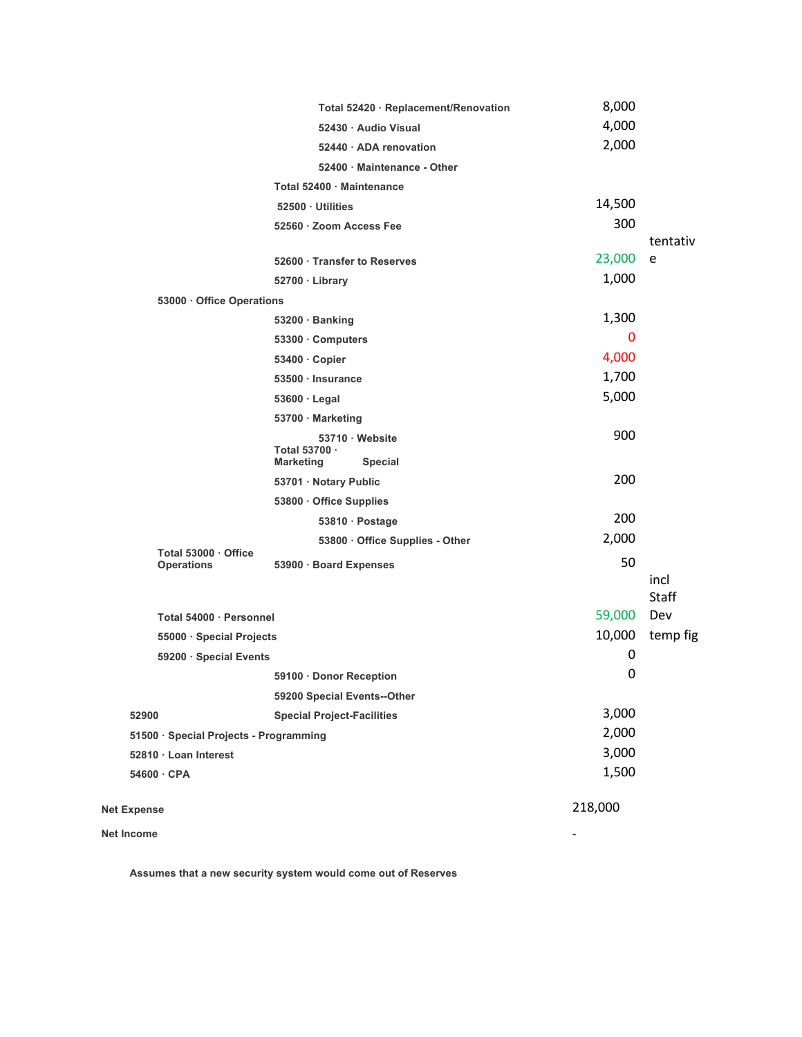| | | |
|---|---|---|
| Total 52420 · Replacement/Renovation | 8,000 | |
| 52430 · Audio Visual | 4,000 | |
| 52440 · ADA renovation | 2,000 | |
| 52400 · Maintenance - Other | | |
| Total 52400 · Maintenance | | |
| 52500 · Utilities | 14,500 | |
| 52560 · Zoom Access Fee | 300 | |
| 52600 · Transfer to Reserves | 23,000 | tentative |
| 52700 · Library | 1,000 | |
| 53000 · Office Operations | | |
| 53200 · Banking | 1,300 | |
| 53300 · Computers | 0 | |
| 53400 · Copier | 4,000 | |
| 53500 · Insurance | 1,700 | |
| 53600 · Legal | 5,000 | |
| 53700 · Marketing | | |
| 53710 · Website | 900 | |
| Total 53700 · Marketing Special | | |
| 53701 · Notary Public | 200 | |
| 53800 · Office Supplies | | |
| 53810 · Postage | 200 | |
| 53800 · Office Supplies - Other | 2,000 | |
| Total 53000 · Office Operations 53900 · Board Expenses | 50 | |
| Total 54000 · Personnel | 59,000 | incl Staff Dev |
| 55000 · Special Projects | 10,000 | temp fig |
| 59200 · Special Events | 0 | |
| 59100 · Donor Reception | 0 | |
| 59200 Special Events--Other | | |
| 52900 Special Project-Facilities | 3,000 | |
| 51500 · Special Projects - Programming | 2,000 | |
| 52810 · Loan Interest | 3,000 | |
| 54600 · CPA | 1,500 | |
| **Net Expense** | 218,000 | |
| **Net Income** | - | |

**Assumes that a new security system would come out of Reserves**